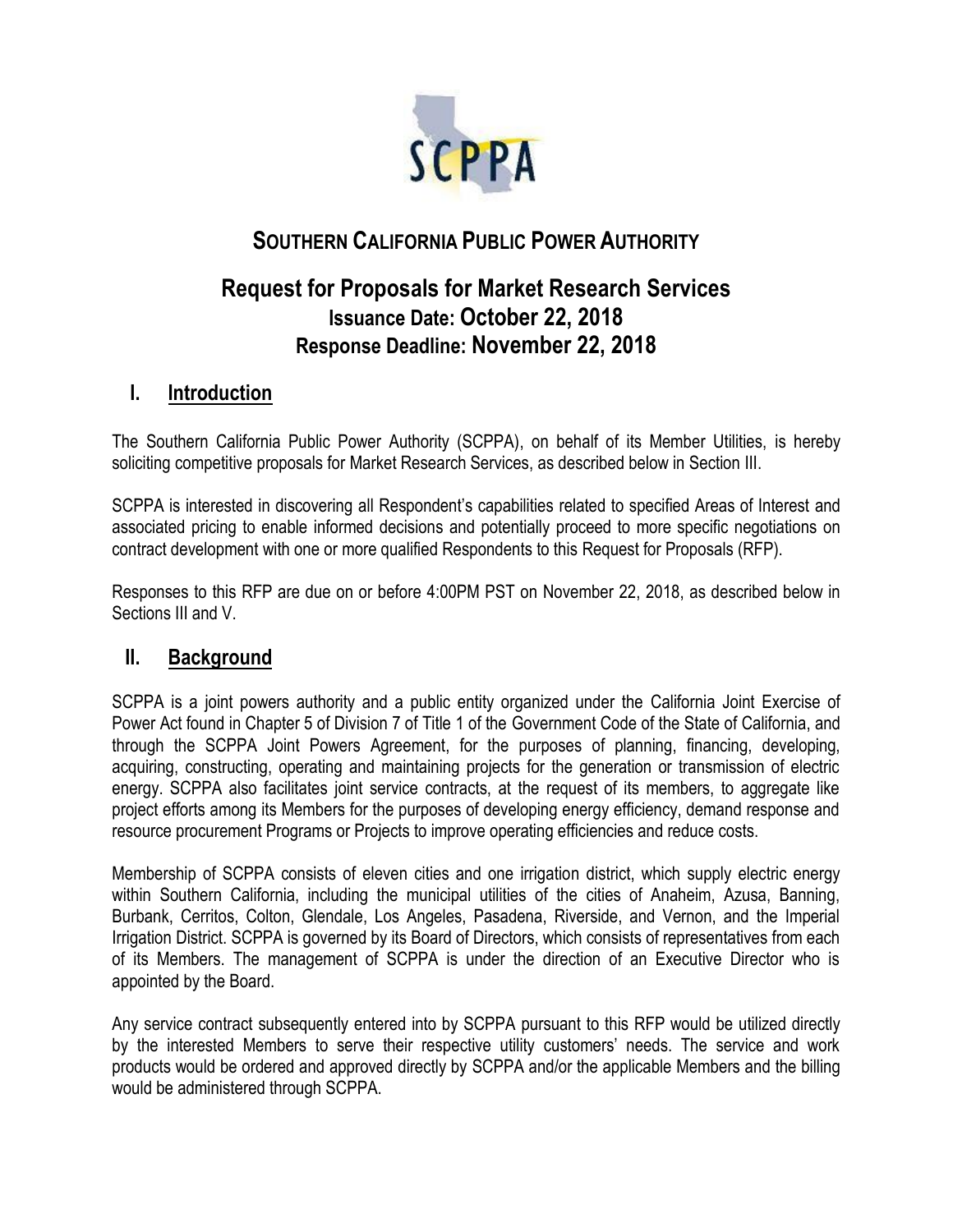SCPPA

# SOUTHERN CALIFORNIA PUBLIC POWER AUTHORITY

## Request for Proposals for Market Research Services
### Issuance Date: October 22, 2018
### Response Deadline: November 22, 2018

## I. Introduction

The Southern California Public Power Authority (SCPPA), on behalf of its Member Utilities, is hereby soliciting competitive proposals for Market Research Services, as described below in Section III.

SCPPA is interested in discovering all Respondent's capabilities related to specified Areas of Interest and associated pricing to enable informed decisions and potentially proceed to more specific negotiations on contract development with one or more qualified Respondents to this Request for Proposals (RFP).

Responses to this RFP are due on or before 4:00PM PST on November 22, 2018, as described below in Sections III and V.

## II. Background

SCPPA is a joint powers authority and a public entity organized under the California Joint Exercise of Power Act found in Chapter 5 of Division 7 of Title 1 of the Government Code of the State of California, and through the SCPPA Joint Powers Agreement, for the purposes of planning, financing, developing, acquiring, constructing, operating and maintaining projects for the generation or transmission of electric energy. SCPPA also facilitates joint service contracts, at the request of its members, to aggregate like project efforts among its Members for the purposes of developing energy efficiency, demand response and resource procurement Programs or Projects to improve operating efficiencies and reduce costs.

Membership of SCPPA consists of eleven cities and one irrigation district, which supply electric energy within Southern California, including the municipal utilities of the cities of Anaheim, Azusa, Banning, Burbank, Cerritos, Colton, Glendale, Los Angeles, Pasadena, Riverside, and Vernon, and the Imperial Irrigation District. SCPPA is governed by its Board of Directors, which consists of representatives from each of its Members. The management of SCPPA is under the direction of an Executive Director who is appointed by the Board.

Any service contract subsequently entered into by SCPPA pursuant to this RFP would be utilized directly by the interested Members to serve their respective utility customers' needs. The service and work products would be ordered and approved directly by SCPPA and/or the applicable Members and the billing would be administered through SCPPA.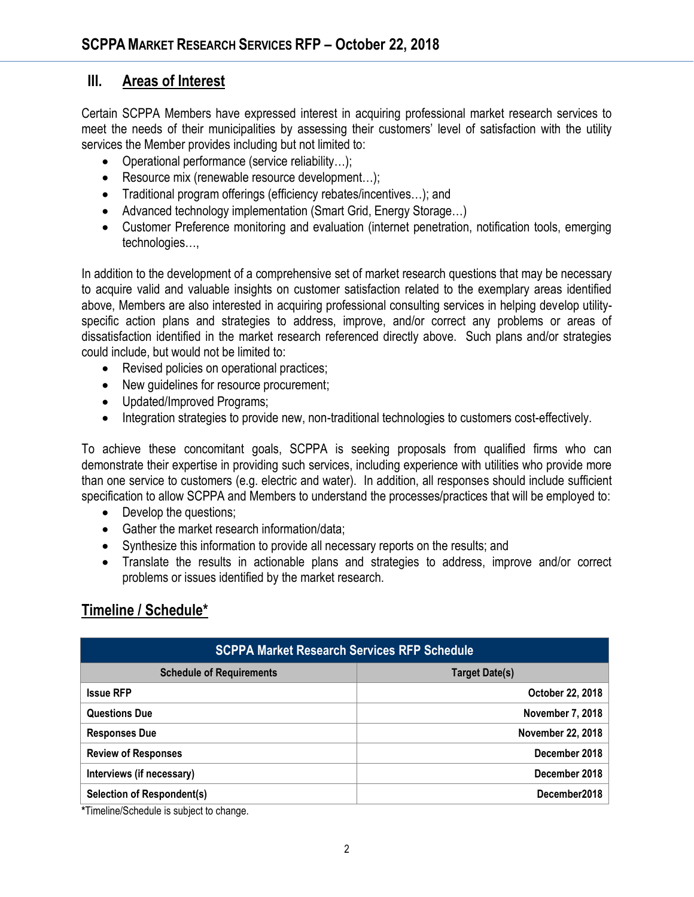## III. Areas of Interest

Certain SCPPA Members have expressed interest in acquiring professional market research services to meet the needs of their municipalities by assessing their customers' level of satisfaction with the utility services the Member provides including but not limited to:

- Operational performance (service reliability…);
- Resource mix (renewable resource development…);
- Traditional program offerings (efficiency rebates/incentives…); and
- Advanced technology implementation (Smart Grid, Energy Storage…)
- Customer Preference monitoring and evaluation (internet penetration, notification tools, emerging technologies…,

In addition to the development of a comprehensive set of market research questions that may be necessary to acquire valid and valuable insights on customer satisfaction related to the exemplary areas identified above, Members are also interested in acquiring professional consulting services in helping develop utility-specific action plans and strategies to address, improve, and/or correct any problems or areas of dissatisfaction identified in the market research referenced directly above. Such plans and/or strategies could include, but would not be limited to:

- Revised policies on operational practices;
- New guidelines for resource procurement;
- Updated/Improved Programs;
- Integration strategies to provide new, non-traditional technologies to customers cost-effectively.

To achieve these concomitant goals, SCPPA is seeking proposals from qualified firms who can demonstrate their expertise in providing such services, including experience with utilities who provide more than one service to customers (e.g. electric and water). In addition, all responses should include sufficient specification to allow SCPPA and Members to understand the processes/practices that will be employed to:

- Develop the questions;
- Gather the market research information/data;
- Synthesize this information to provide all necessary reports on the results; and
- Translate the results in actionable plans and strategies to address, improve and/or correct problems or issues identified by the market research.

## Timeline / Schedule*

| SCPPA Market Research Services RFP Schedule | |
|---|---|
| **Schedule of Requirements** | **Target Date(s)** |
| **Issue RFP** | **October 22, 2018** |
| **Questions Due** | **November 7, 2018** |
| **Responses Due** | **November 22, 2018** |
| **Review of Responses** | **December 2018** |
| **Interviews (if necessary)** | **December 2018** |
| **Selection of Respondent(s)** | **December2018** |

***Timeline/Schedule is subject to change.**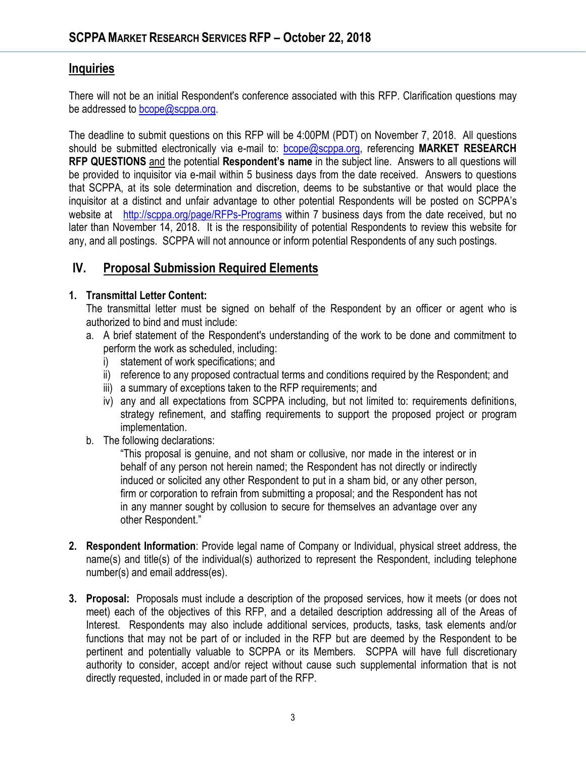## Inquiries

There will not be an initial Respondent's conference associated with this RFP. Clarification questions may be addressed to bcope@scppa.org.

The deadline to submit questions on this RFP will be 4:00PM (PDT) on November 7, 2018. All questions should be submitted electronically via e-mail to: bcope@scppa.org, referencing **MARKET RESEARCH RFP QUESTIONS** and the potential **Respondent's name** in the subject line. Answers to all questions will be provided to inquisitor via e-mail within 5 business days from the date received. Answers to questions that SCPPA, at its sole determination and discretion, deems to be substantive or that would place the inquisitor at a distinct and unfair advantage to other potential Respondents will be posted on SCPPA's website at http://scppa.org/page/RFPs-Programs within 7 business days from the date received, but no later than November 14, 2018. It is the responsibility of potential Respondents to review this website for any, and all postings. SCPPA will not announce or inform potential Respondents of any such postings.

## IV. Proposal Submission Required Elements

1. **Transmittal Letter Content:**
   The transmittal letter must be signed on behalf of the Respondent by an officer or agent who is authorized to bind and must include:
   a. A brief statement of the Respondent's understanding of the work to be done and commitment to perform the work as scheduled, including:
      i) statement of work specifications; and
      ii) reference to any proposed contractual terms and conditions required by the Respondent; and
      iii) a summary of exceptions taken to the RFP requirements; and
      iv) any and all expectations from SCPPA including, but not limited to: requirements definitions, strategy refinement, and staffing requirements to support the proposed project or program implementation.
   b. The following declarations:
      "This proposal is genuine, and not sham or collusive, nor made in the interest or in behalf of any person not herein named; the Respondent has not directly or indirectly induced or solicited any other Respondent to put in a sham bid, or any other person, firm or corporation to refrain from submitting a proposal; and the Respondent has not in any manner sought by collusion to secure for themselves an advantage over any other Respondent."

2. **Respondent Information**: Provide legal name of Company or Individual, physical street address, the name(s) and title(s) of the individual(s) authorized to represent the Respondent, including telephone number(s) and email address(es).

3. **Proposal:** Proposals must include a description of the proposed services, how it meets (or does not meet) each of the objectives of this RFP, and a detailed description addressing all of the Areas of Interest. Respondents may also include additional services, products, tasks, task elements and/or functions that may not be part of or included in the RFP but are deemed by the Respondent to be pertinent and potentially valuable to SCPPA or its Members. SCPPA will have full discretionary authority to consider, accept and/or reject without cause such supplemental information that is not directly requested, included in or made part of the RFP.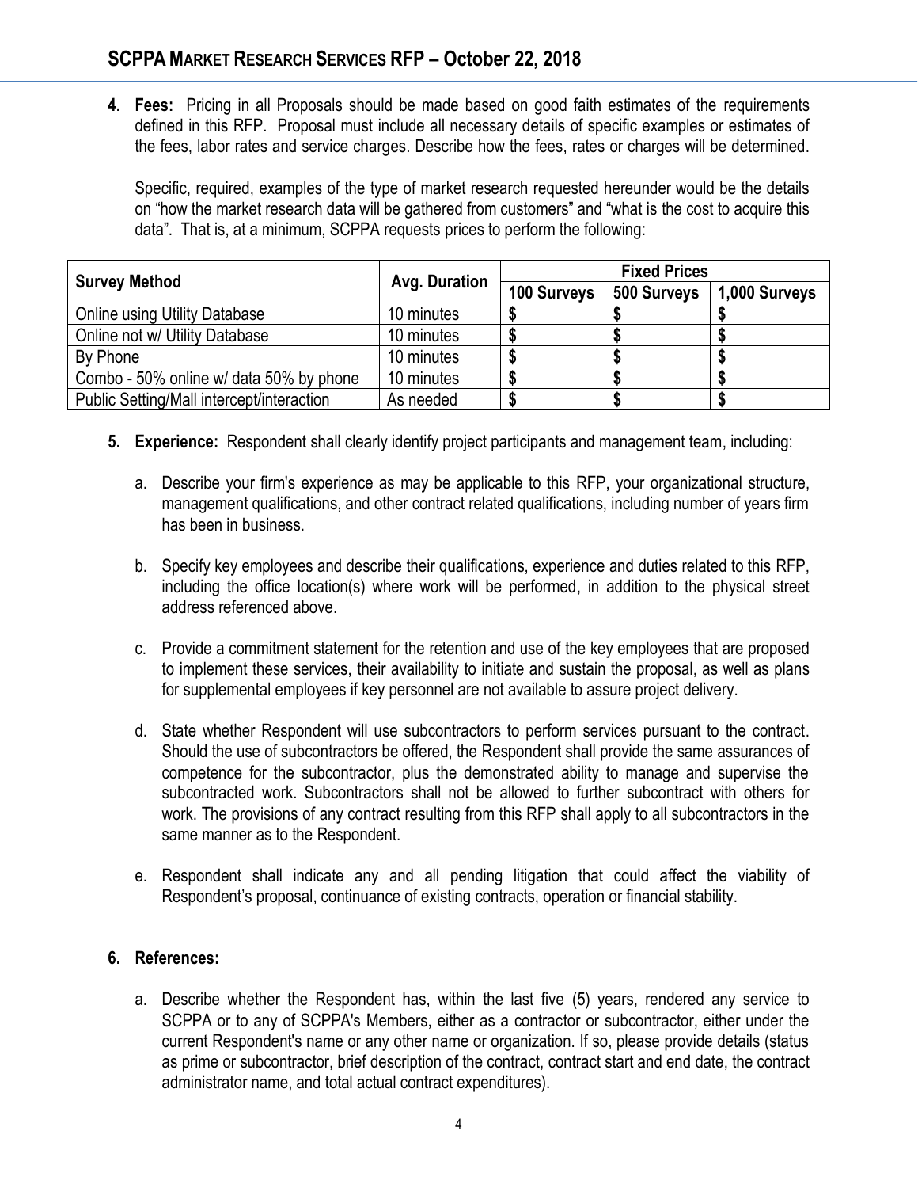4. **Fees:** Pricing in all Proposals should be made based on good faith estimates of the requirements defined in this RFP. Proposal must include all necessary details of specific examples or estimates of the fees, labor rates and service charges. Describe how the fees, rates or charges will be determined.

   Specific, required, examples of the type of market research requested hereunder would be the details on "how the market research data will be gathered from customers" and "what is the cost to acquire this data". That is, at a minimum, SCPPA requests prices to perform the following:

| Survey Method | Avg. Duration | Fixed Prices | | |
|---|---|---|---|---|
| | | 100 Surveys | 500 Surveys | 1,000 Surveys |
| Online using Utility Database | 10 minutes | $ | $ | $ |
| Online not w/ Utility Database | 10 minutes | $ | $ | $ |
| By Phone | 10 minutes | $ | $ | $ |
| Combo - 50% online w/ data 50% by phone | 10 minutes | $ | $ | $ |
| Public Setting/Mall intercept/interaction | As needed | $ | $ | $ |

5. **Experience:** Respondent shall clearly identify project participants and management team, including:

   a. Describe your firm's experience as may be applicable to this RFP, your organizational structure, management qualifications, and other contract related qualifications, including number of years firm has been in business.

   b. Specify key employees and describe their qualifications, experience and duties related to this RFP, including the office location(s) where work will be performed, in addition to the physical street address referenced above.

   c. Provide a commitment statement for the retention and use of the key employees that are proposed to implement these services, their availability to initiate and sustain the proposal, as well as plans for supplemental employees if key personnel are not available to assure project delivery.

   d. State whether Respondent will use subcontractors to perform services pursuant to the contract. Should the use of subcontractors be offered, the Respondent shall provide the same assurances of competence for the subcontractor, plus the demonstrated ability to manage and supervise the subcontracted work. Subcontractors shall not be allowed to further subcontract with others for work. The provisions of any contract resulting from this RFP shall apply to all subcontractors in the same manner as to the Respondent.

   e. Respondent shall indicate any and all pending litigation that could affect the viability of Respondent's proposal, continuance of existing contracts, operation or financial stability.

6. **References:**

   a. Describe whether the Respondent has, within the last five (5) years, rendered any service to SCPPA or to any of SCPPA's Members, either as a contractor or subcontractor, either under the current Respondent's name or any other name or organization. If so, please provide details (status as prime or subcontractor, brief description of the contract, contract start and end date, the contract administrator name, and total actual contract expenditures).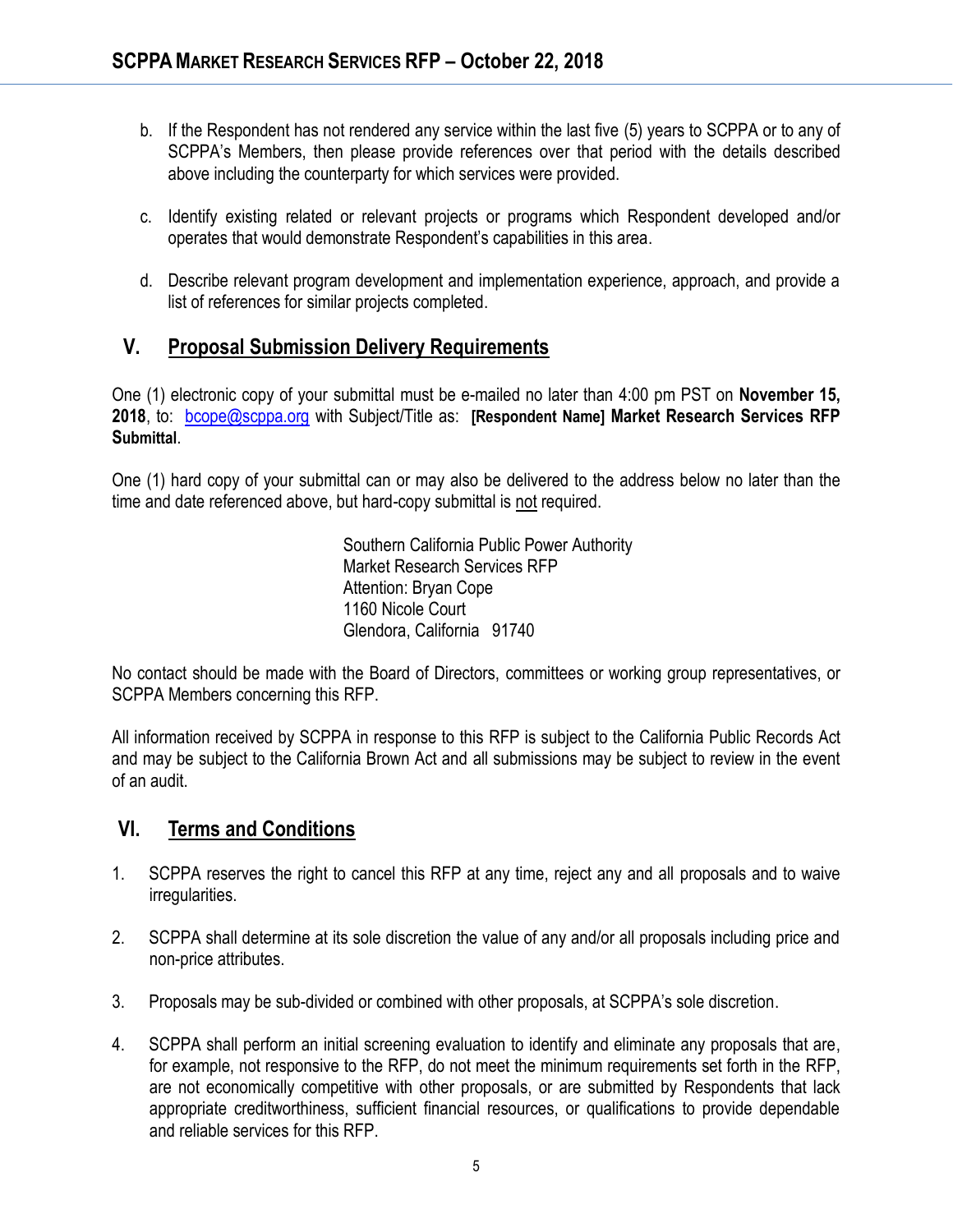b. If the Respondent has not rendered any service within the last five (5) years to SCPPA or to any of SCPPA's Members, then please provide references over that period with the details described above including the counterparty for which services were provided.

c. Identify existing related or relevant projects or programs which Respondent developed and/or operates that would demonstrate Respondent's capabilities in this area.

d. Describe relevant program development and implementation experience, approach, and provide a list of references for similar projects completed.

## V. Proposal Submission Delivery Requirements

One (1) electronic copy of your submittal must be e-mailed no later than 4:00 pm PST on **November 15, 2018**, to: bcope@scppa.org with Subject/Title as: **[Respondent Name] Market Research Services RFP Submittal**.

One (1) hard copy of your submittal can or may also be delivered to the address below no later than the time and date referenced above, but hard-copy submittal is not required.

Southern California Public Power Authority
Market Research Services RFP
Attention: Bryan Cope
1160 Nicole Court
Glendora, California 91740

No contact should be made with the Board of Directors, committees or working group representatives, or SCPPA Members concerning this RFP.

All information received by SCPPA in response to this RFP is subject to the California Public Records Act and may be subject to the California Brown Act and all submissions may be subject to review in the event of an audit.

## VI. Terms and Conditions

1. SCPPA reserves the right to cancel this RFP at any time, reject any and all proposals and to waive irregularities.

2. SCPPA shall determine at its sole discretion the value of any and/or all proposals including price and non-price attributes.

3. Proposals may be sub-divided or combined with other proposals, at SCPPA's sole discretion.

4. SCPPA shall perform an initial screening evaluation to identify and eliminate any proposals that are, for example, not responsive to the RFP, do not meet the minimum requirements set forth in the RFP, are not economically competitive with other proposals, or are submitted by Respondents that lack appropriate creditworthiness, sufficient financial resources, or qualifications to provide dependable and reliable services for this RFP.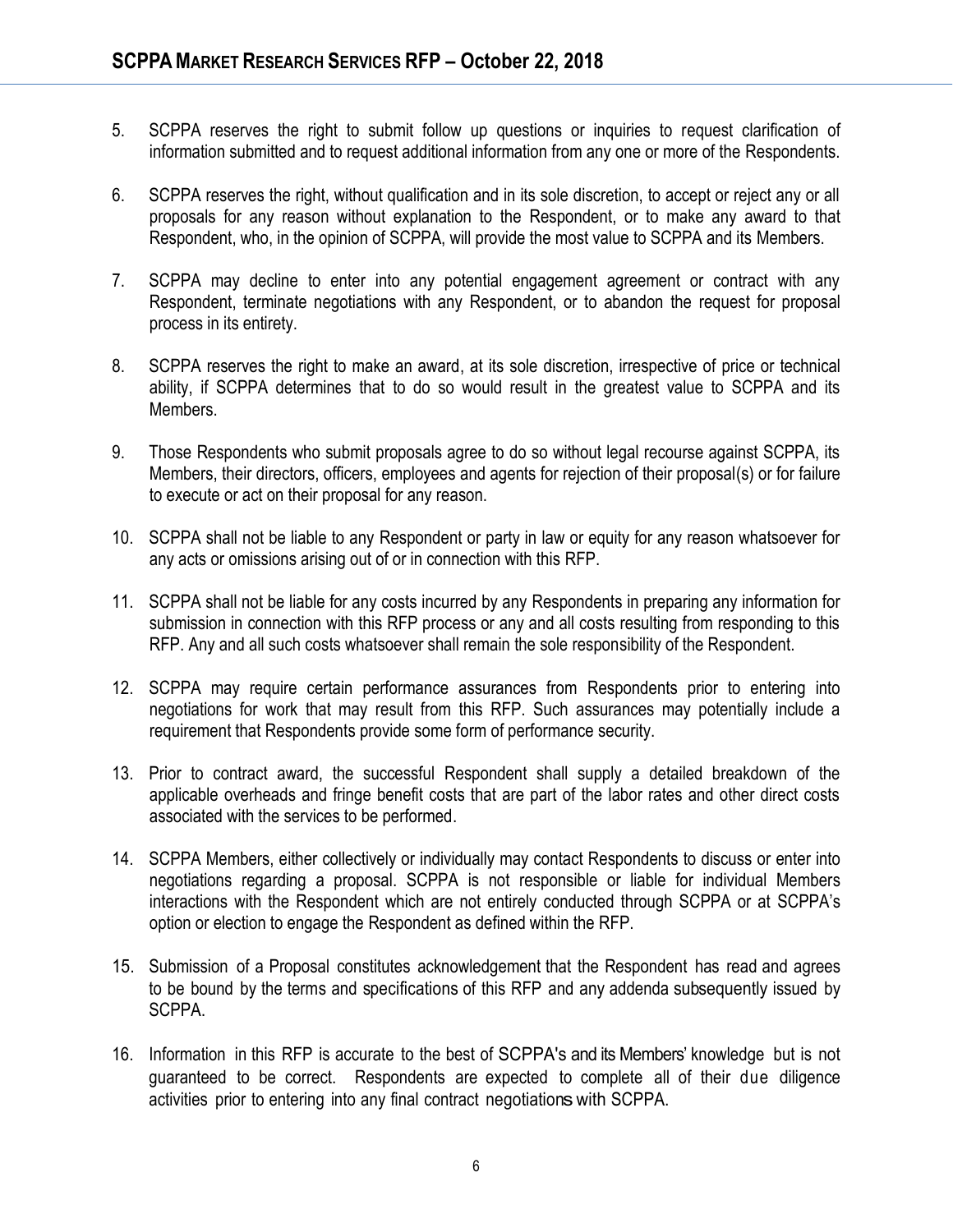5. SCPPA reserves the right to submit follow up questions or inquiries to request clarification of information submitted and to request additional information from any one or more of the Respondents.

6. SCPPA reserves the right, without qualification and in its sole discretion, to accept or reject any or all proposals for any reason without explanation to the Respondent, or to make any award to that Respondent, who, in the opinion of SCPPA, will provide the most value to SCPPA and its Members.

7. SCPPA may decline to enter into any potential engagement agreement or contract with any Respondent, terminate negotiations with any Respondent, or to abandon the request for proposal process in its entirety.

8. SCPPA reserves the right to make an award, at its sole discretion, irrespective of price or technical ability, if SCPPA determines that to do so would result in the greatest value to SCPPA and its Members.

9. Those Respondents who submit proposals agree to do so without legal recourse against SCPPA, its Members, their directors, officers, employees and agents for rejection of their proposal(s) or for failure to execute or act on their proposal for any reason.

10. SCPPA shall not be liable to any Respondent or party in law or equity for any reason whatsoever for any acts or omissions arising out of or in connection with this RFP.

11. SCPPA shall not be liable for any costs incurred by any Respondents in preparing any information for submission in connection with this RFP process or any and all costs resulting from responding to this RFP. Any and all such costs whatsoever shall remain the sole responsibility of the Respondent.

12. SCPPA may require certain performance assurances from Respondents prior to entering into negotiations for work that may result from this RFP. Such assurances may potentially include a requirement that Respondents provide some form of performance security.

13. Prior to contract award, the successful Respondent shall supply a detailed breakdown of the applicable overheads and fringe benefit costs that are part of the labor rates and other direct costs associated with the services to be performed.

14. SCPPA Members, either collectively or individually may contact Respondents to discuss or enter into negotiations regarding a proposal. SCPPA is not responsible or liable for individual Members interactions with the Respondent which are not entirely conducted through SCPPA or at SCPPA's option or election to engage the Respondent as defined within the RFP.

15. Submission of a Proposal constitutes acknowledgement that the Respondent has read and agrees to be bound by the terms and specifications of this RFP and any addenda subsequently issued by SCPPA.

16. Information in this RFP is accurate to the best of SCPPA's and its Members' knowledge but is not guaranteed to be correct. Respondents are expected to complete all of their due diligence activities prior to entering into any final contract negotiations with SCPPA.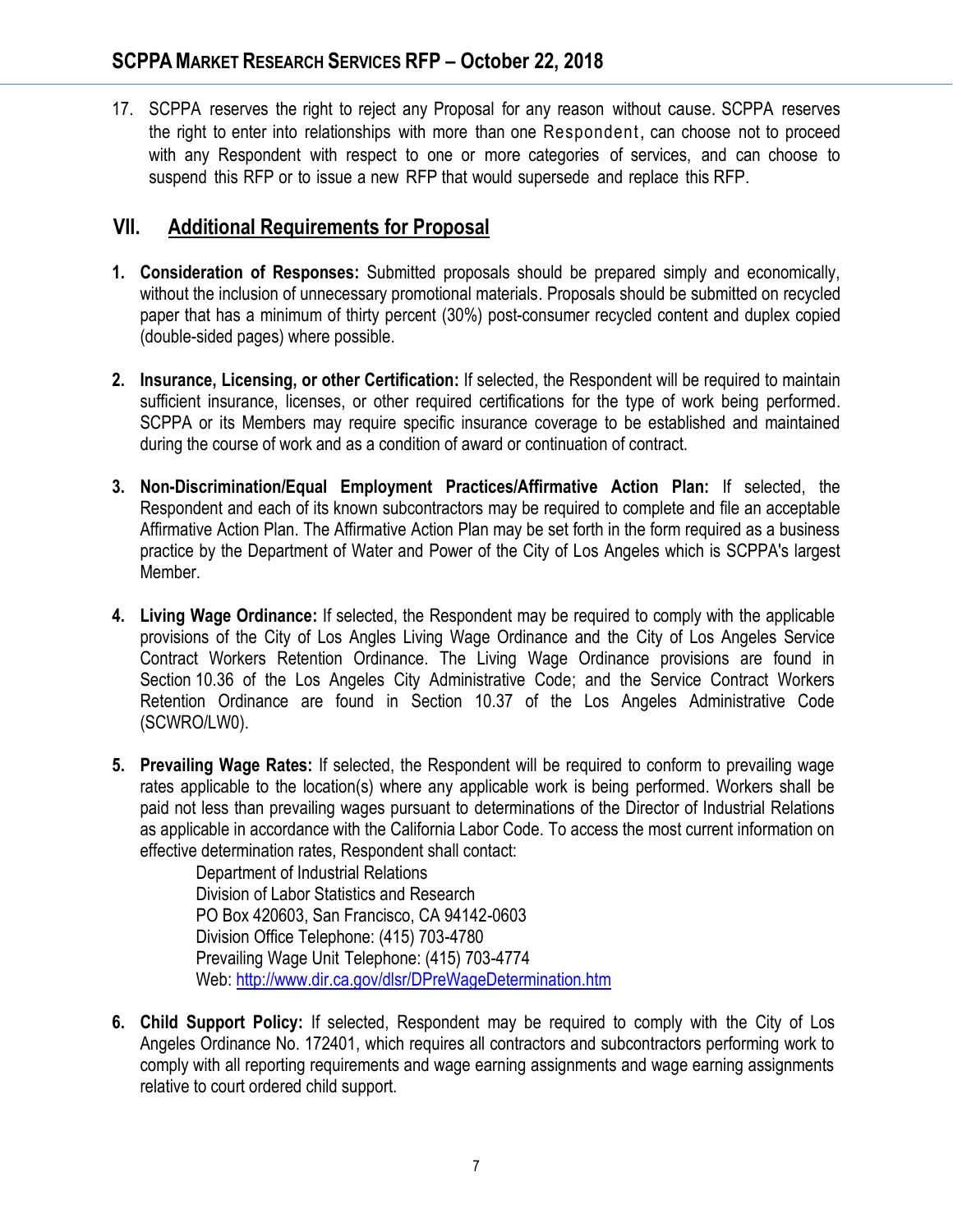17. SCPPA reserves the right to reject any Proposal for any reason without cause. SCPPA reserves the right to enter into relationships with more than one Respondent, can choose not to proceed with any Respondent with respect to one or more categories of services, and can choose to suspend this RFP or to issue a new RFP that would supersede and replace this RFP.

## VII. Additional Requirements for Proposal

1. **Consideration of Responses:** Submitted proposals should be prepared simply and economically, without the inclusion of unnecessary promotional materials. Proposals should be submitted on recycled paper that has a minimum of thirty percent (30%) post-consumer recycled content and duplex copied (double-sided pages) where possible.

2. **Insurance, Licensing, or other Certification:** If selected, the Respondent will be required to maintain sufficient insurance, licenses, or other required certifications for the type of work being performed. SCPPA or its Members may require specific insurance coverage to be established and maintained during the course of work and as a condition of award or continuation of contract.

3. **Non-Discrimination/Equal Employment Practices/Affirmative Action Plan:** If selected, the Respondent and each of its known subcontractors may be required to complete and file an acceptable Affirmative Action Plan. The Affirmative Action Plan may be set forth in the form required as a business practice by the Department of Water and Power of the City of Los Angeles which is SCPPA's largest Member.

4. **Living Wage Ordinance:** If selected, the Respondent may be required to comply with the applicable provisions of the City of Los Angles Living Wage Ordinance and the City of Los Angeles Service Contract Workers Retention Ordinance. The Living Wage Ordinance provisions are found in Section 10.36 of the Los Angeles City Administrative Code; and the Service Contract Workers Retention Ordinance are found in Section 10.37 of the Los Angeles Administrative Code (SCWRO/LW0).

5. **Prevailing Wage Rates:** If selected, the Respondent will be required to conform to prevailing wage rates applicable to the location(s) where any applicable work is being performed. Workers shall be paid not less than prevailing wages pursuant to determinations of the Director of Industrial Relations as applicable in accordance with the California Labor Code. To access the most current information on effective determination rates, Respondent shall contact:

   Department of Industrial Relations
   Division of Labor Statistics and Research
   PO Box 420603, San Francisco, CA 94142-0603
   Division Office Telephone: (415) 703-4780
   Prevailing Wage Unit Telephone: (415) 703-4774
   Web: [http://www.dir.ca.gov/dlsr/DPreWageDetermination.htm](http://www.dir.ca.gov/dlsr/DPreWageDetermination.htm)

6. **Child Support Policy:** If selected, Respondent may be required to comply with the City of Los Angeles Ordinance No. 172401, which requires all contractors and subcontractors performing work to comply with all reporting requirements and wage earning assignments and wage earning assignments relative to court ordered child support.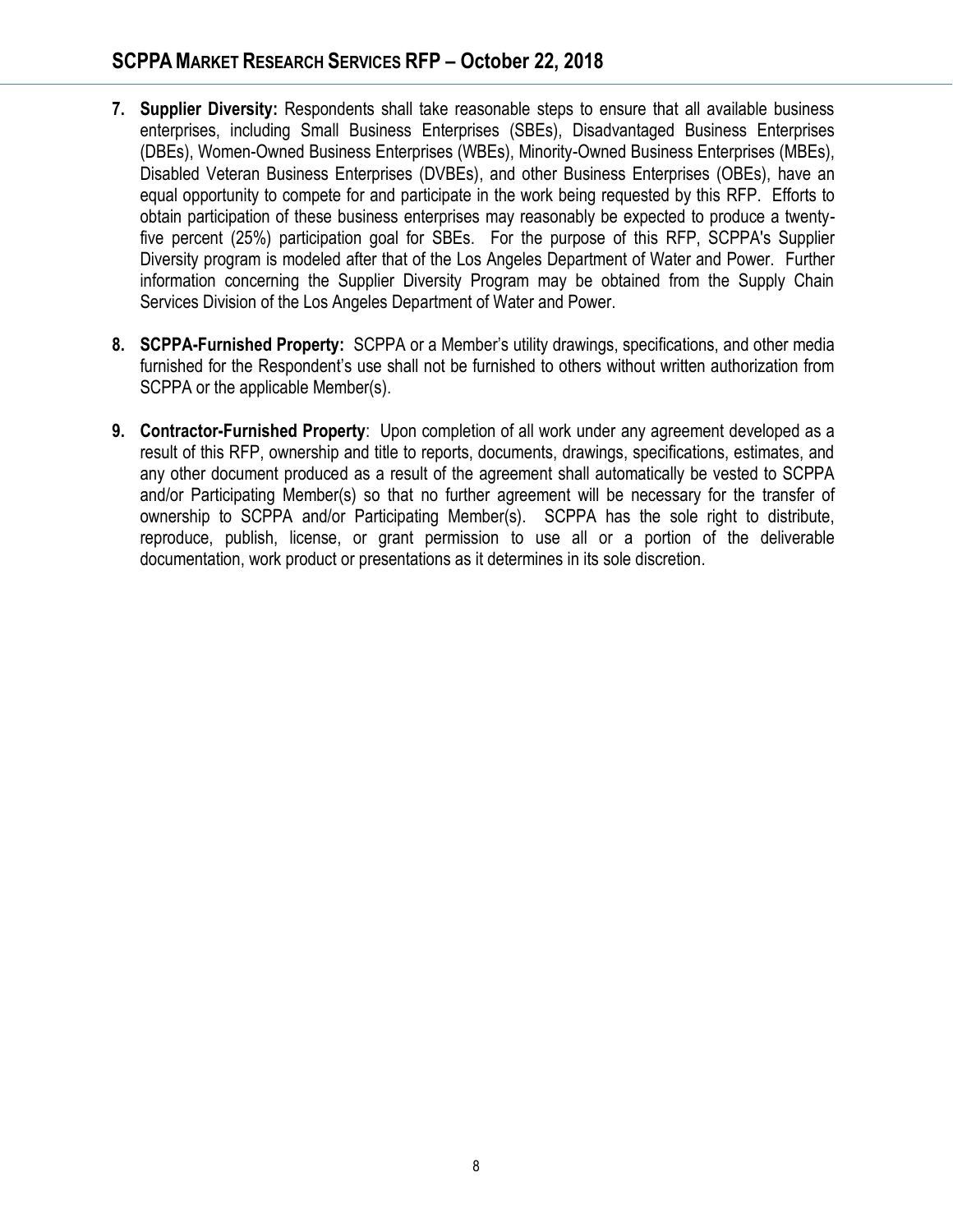7. **Supplier Diversity:** Respondents shall take reasonable steps to ensure that all available business enterprises, including Small Business Enterprises (SBEs), Disadvantaged Business Enterprises (DBEs), Women-Owned Business Enterprises (WBEs), Minority-Owned Business Enterprises (MBEs), Disabled Veteran Business Enterprises (DVBEs), and other Business Enterprises (OBEs), have an equal opportunity to compete for and participate in the work being requested by this RFP. Efforts to obtain participation of these business enterprises may reasonably be expected to produce a twenty-five percent (25%) participation goal for SBEs. For the purpose of this RFP, SCPPA's Supplier Diversity program is modeled after that of the Los Angeles Department of Water and Power. Further information concerning the Supplier Diversity Program may be obtained from the Supply Chain Services Division of the Los Angeles Department of Water and Power.

8. **SCPPA-Furnished Property:** SCPPA or a Member's utility drawings, specifications, and other media furnished for the Respondent's use shall not be furnished to others without written authorization from SCPPA or the applicable Member(s).

9. **Contractor-Furnished Property**: Upon completion of all work under any agreement developed as a result of this RFP, ownership and title to reports, documents, drawings, specifications, estimates, and any other document produced as a result of the agreement shall automatically be vested to SCPPA and/or Participating Member(s) so that no further agreement will be necessary for the transfer of ownership to SCPPA and/or Participating Member(s). SCPPA has the sole right to distribute, reproduce, publish, license, or grant permission to use all or a portion of the deliverable documentation, work product or presentations as it determines in its sole discretion.